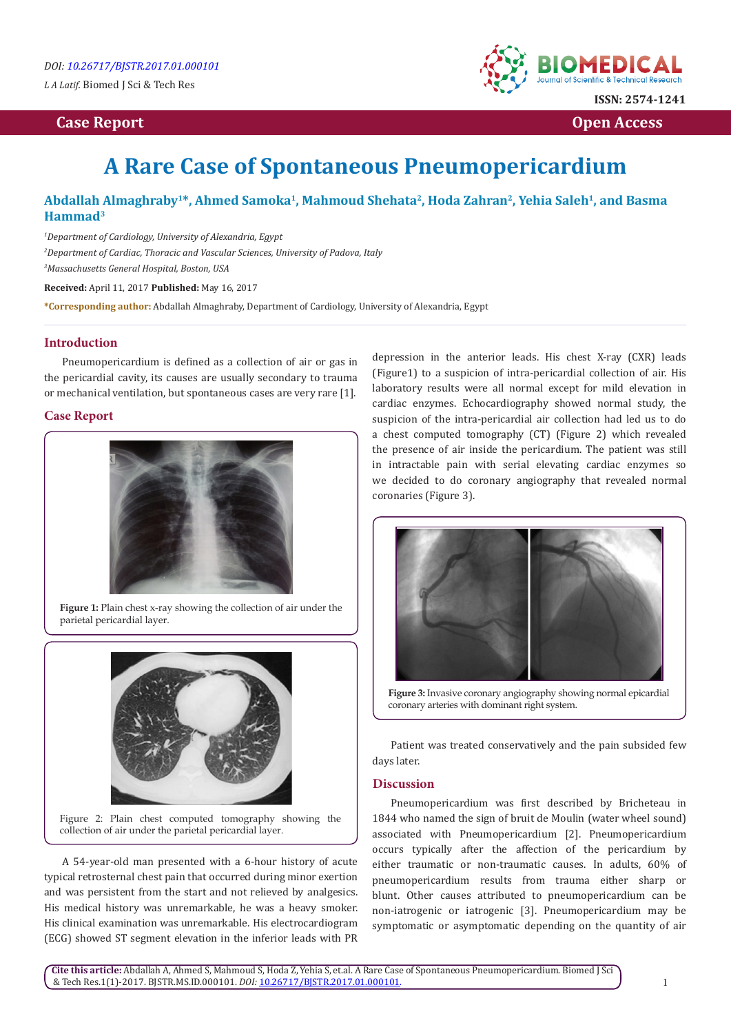DOI: 10.26717/BJSTR.2017.01.000101

*L A Latif.* Biomed J Sci & Tech Res

ISSN: 2574-1241

**Case Report** **Open Access**

# A Rare Case of Spontaneous Pneumopericardium

**Abdallah Almaghraby[1]*, Ahmed Samoka[1], Mahmoud Shehata[2], Hoda Zahran[2], Yehia Saleh[1], and Basma Hammad[3]**

[1]*Department of Cardiology, University of Alexandria, Egypt*

[2]*Department of Cardiac, Thoracic and Vascular Sciences, University of Padova, Italy*

[3]*Massachusetts General Hospital, Boston, USA*

**Received:** April 11, 2017 **Published:** May 16, 2017

***Corresponding author:** Abdallah Almaghraby, Department of Cardiology, University of Alexandria, Egypt

## Introduction

Pneumopericardium is defined as a collection of air or gas in the pericardial cavity, its causes are usually secondary to trauma or mechanical ventilation, but spontaneous cases are very rare [1].

## Case Report

**Figure 1:** Plain chest x-ray showing the collection of air under the parietal pericardial layer.

Figure 2: Plain chest computed tomography showing the collection of air under the parietal pericardial layer.

A 54-year-old man presented with a 6-hour history of acute typical retrosternal chest pain that occurred during minor exertion and was persistent from the start and not relieved by analgesics. His medical history was unremarkable, he was a heavy smoker. His clinical examination was unremarkable. His electrocardiogram (ECG) showed ST segment elevation in the inferior leads with PR depression in the anterior leads. His chest X-ray (CXR) leads (Figure1) to a suspicion of intra-pericardial collection of air. His laboratory results were all normal except for mild elevation in cardiac enzymes. Echocardiography showed normal study, the suspicion of the intra-pericardial air collection had led us to do a chest computed tomography (CT) (Figure 2) which revealed the presence of air inside the pericardium. The patient was still in intractable pain with serial elevating cardiac enzymes so we decided to do coronary angiography that revealed normal coronaries (Figure 3).

**Figure 3:** Invasive coronary angiography showing normal epicardial coronary arteries with dominant right system.

Patient was treated conservatively and the pain subsided few days later.

## Discussion

Pneumopericardium was first described by Bricheteau in 1844 who named the sign of bruit de Moulin (water wheel sound) associated with Pneumopericardium [2]. Pneumopericardium occurs typically after the affection of the pericardium by either traumatic or non-traumatic causes. In adults, 60% of pneumopericardium results from trauma either sharp or blunt. Other causes attributed to pneumopericardium can be non-iatrogenic or iatrogenic [3]. Pneumopericardium may be symptomatic or asymptomatic depending on the quantity of air

**Cite this article:** Abdallah A, Ahmed S, Mahmoud S, Hoda Z, Yehia S, et.al. A Rare Case of Spontaneous Pneumopericardium. Biomed J Sci & Tech Res.1(1)-2017. BJSTR.MS.ID.000101. *DOI:* 10.26717/BJSTR.2017.01.000101.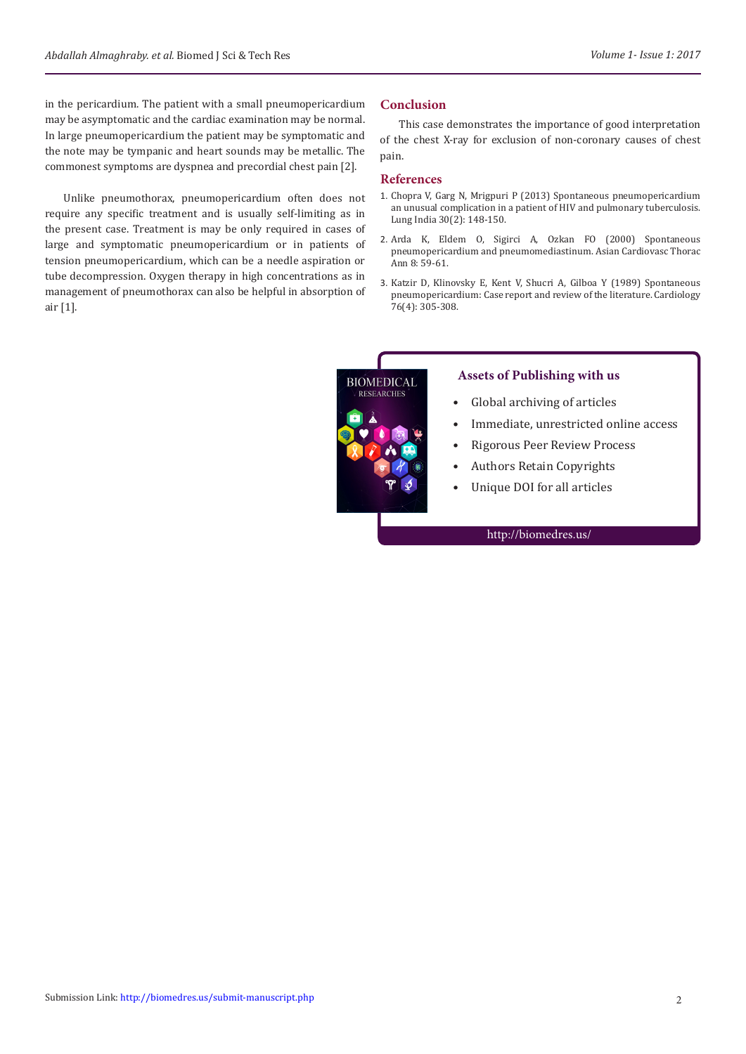in the pericardium. The patient with a small pneumopericardium may be asymptomatic and the cardiac examination may be normal. In large pneumopericardium the patient may be symptomatic and the note may be tympanic and heart sounds may be metallic. The commonest symptoms are dyspnea and precordial chest pain [2].

Unlike pneumothorax, pneumopericardium often does not require any specific treatment and is usually self-limiting as in the present case. Treatment is may be only required in cases of large and symptomatic pneumopericardium or in patients of tension pneumopericardium, which can be a needle aspiration or tube decompression. Oxygen therapy in high concentrations as in management of pneumothorax can also be helpful in absorption of air [1].

## Conclusion

This case demonstrates the importance of good interpretation of the chest X-ray for exclusion of non-coronary causes of chest pain.

## References

1. Chopra V, Garg N, Mrigpuri P (2013) Spontaneous pneumopericardium an unusual complication in a patient of HIV and pulmonary tuberculosis. Lung India 30(2): 148-150.
2. Arda K, Eldem O, Sigirci A, Ozkan FO (2000) Spontaneous pneumopericardium and pneumomediastinum. Asian Cardiovasc Thorac Ann 8: 59-61.
3. Katzir D, Klinovsky E, Kent V, Shucri A, Gilboa Y (1989) Spontaneous pneumopericardium: Case report and review of the literature. Cardiology 76(4): 305-308.

BIOMEDICAL RESEARCHES

### Assets of Publishing with us

- Global archiving of articles
- Immediate, unrestricted online access
- Rigorous Peer Review Process
- Authors Retain Copyrights
- Unique DOI for all articles

http://biomedres.us/

Submission Link: http://biomedres.us/submit-manuscript.php